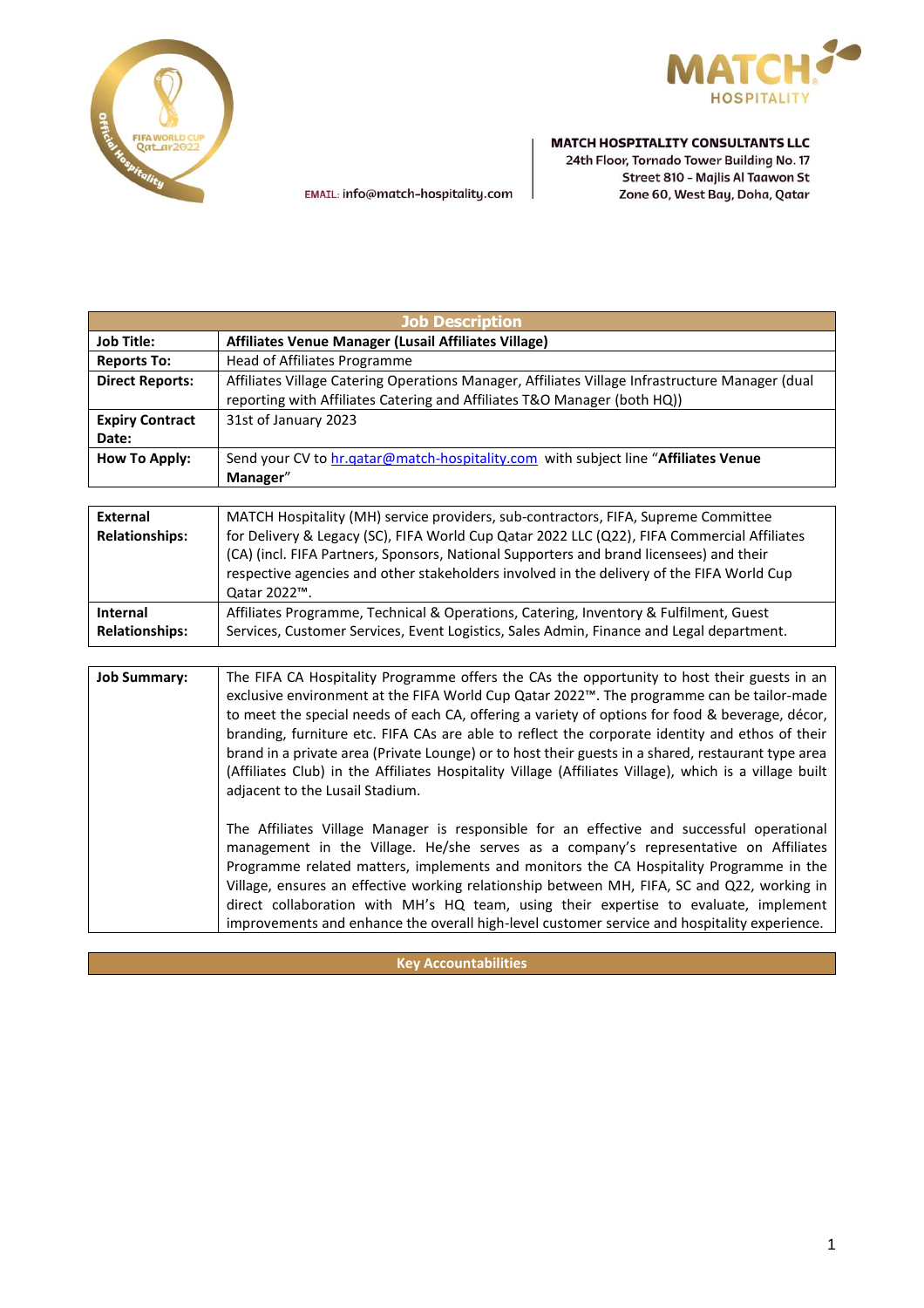MATCH HOSPITALITY CONSULTANTS LLC
24th Floor, Tornado Tower Building No. 17
Street 810 - Majlis Al Taawon St
Zone 60, West Bay, Doha, Qatar

EMAIL: info@match-hospitality.com

| Job Description | |
|---|---|
| **Job Title:** | **Affiliates Venue Manager (Lusail Affiliates Village)** |
| **Reports To:** | Head of Affiliates Programme |
| **Direct Reports:** | Affiliates Village Catering Operations Manager, Affiliates Village Infrastructure Manager (dual reporting with Affiliates Catering and Affiliates T&O Manager (both HQ)) |
| **Expiry Contract Date:** | 31st of January 2023 |
| **How To Apply:** | Send your CV to hr.qatar@match-hospitality.com with subject line "**Affiliates Venue Manager**" |

| | |
|---|---|
| **External Relationships:** | MATCH Hospitality (MH) service providers, sub-contractors, FIFA, Supreme Committee for Delivery & Legacy (SC), FIFA World Cup Qatar 2022 LLC (Q22), FIFA Commercial Affiliates (CA) (incl. FIFA Partners, Sponsors, National Supporters and brand licensees) and their respective agencies and other stakeholders involved in the delivery of the FIFA World Cup Qatar 2022™. |
| **Internal Relationships:** | Affiliates Programme, Technical & Operations, Catering, Inventory & Fulfilment, Guest Services, Customer Services, Event Logistics, Sales Admin, Finance and Legal department. |

| | |
|---|---|
| **Job Summary:** | The FIFA CA Hospitality Programme offers the CAs the opportunity to host their guests in an exclusive environment at the FIFA World Cup Qatar 2022™. The programme can be tailor-made to meet the special needs of each CA, offering a variety of options for food & beverage, décor, branding, furniture etc. FIFA CAs are able to reflect the corporate identity and ethos of their brand in a private area (Private Lounge) or to host their guests in a shared, restaurant type area (Affiliates Club) in the Affiliates Hospitality Village (Affiliates Village), which is a village built adjacent to the Lusail Stadium.<br><br>The Affiliates Village Manager is responsible for an effective and successful operational management in the Village. He/she serves as a company's representative on Affiliates Programme related matters, implements and monitors the CA Hospitality Programme in the Village, ensures an effective working relationship between MH, FIFA, SC and Q22, working in direct collaboration with MH's HQ team, using their expertise to evaluate, implement improvements and enhance the overall high-level customer service and hospitality experience. |

## Key Accountabilities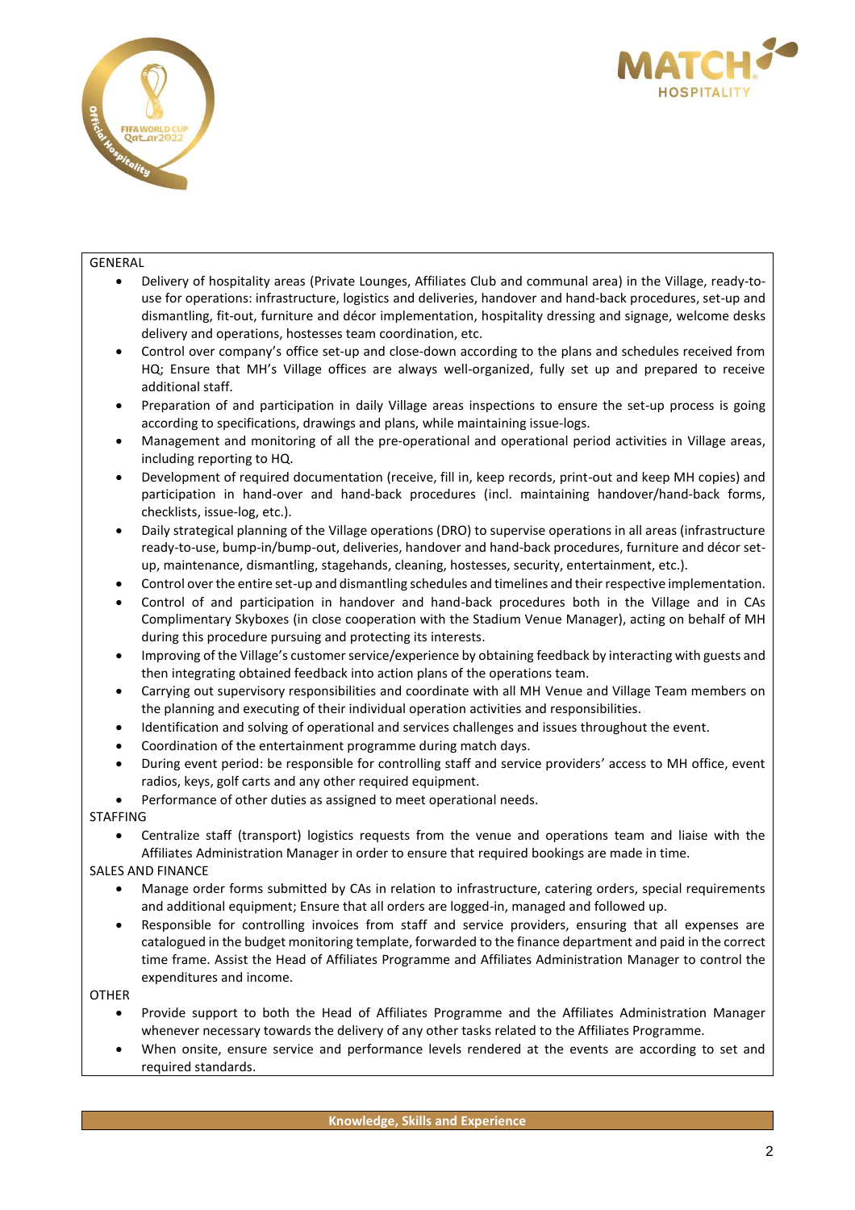GENERAL

- Delivery of hospitality areas (Private Lounges, Affiliates Club and communal area) in the Village, ready-to-use for operations: infrastructure, logistics and deliveries, handover and hand-back procedures, set-up and dismantling, fit-out, furniture and décor implementation, hospitality dressing and signage, welcome desks delivery and operations, hostesses team coordination, etc.
- Control over company's office set-up and close-down according to the plans and schedules received from HQ; Ensure that MH's Village offices are always well-organized, fully set up and prepared to receive additional staff.
- Preparation of and participation in daily Village areas inspections to ensure the set-up process is going according to specifications, drawings and plans, while maintaining issue-logs.
- Management and monitoring of all the pre-operational and operational period activities in Village areas, including reporting to HQ.
- Development of required documentation (receive, fill in, keep records, print-out and keep MH copies) and participation in hand-over and hand-back procedures (incl. maintaining handover/hand-back forms, checklists, issue-log, etc.).
- Daily strategical planning of the Village operations (DRO) to supervise operations in all areas (infrastructure ready-to-use, bump-in/bump-out, deliveries, handover and hand-back procedures, furniture and décor set-up, maintenance, dismantling, stagehands, cleaning, hostesses, security, entertainment, etc.).
- Control over the entire set-up and dismantling schedules and timelines and their respective implementation.
- Control of and participation in handover and hand-back procedures both in the Village and in CAs Complimentary Skyboxes (in close cooperation with the Stadium Venue Manager), acting on behalf of MH during this procedure pursuing and protecting its interests.
- Improving of the Village's customer service/experience by obtaining feedback by interacting with guests and then integrating obtained feedback into action plans of the operations team.
- Carrying out supervisory responsibilities and coordinate with all MH Venue and Village Team members on the planning and executing of their individual operation activities and responsibilities.
- Identification and solving of operational and services challenges and issues throughout the event.
- Coordination of the entertainment programme during match days.
- During event period: be responsible for controlling staff and service providers' access to MH office, event radios, keys, golf carts and any other required equipment.
- Performance of other duties as assigned to meet operational needs.

STAFFING

- Centralize staff (transport) logistics requests from the venue and operations team and liaise with the Affiliates Administration Manager in order to ensure that required bookings are made in time.

SALES AND FINANCE

- Manage order forms submitted by CAs in relation to infrastructure, catering orders, special requirements and additional equipment; Ensure that all orders are logged-in, managed and followed up.
- Responsible for controlling invoices from staff and service providers, ensuring that all expenses are catalogued in the budget monitoring template, forwarded to the finance department and paid in the correct time frame. Assist the Head of Affiliates Programme and Affiliates Administration Manager to control the expenditures and income.

OTHER

- Provide support to both the Head of Affiliates Programme and the Affiliates Administration Manager whenever necessary towards the delivery of any other tasks related to the Affiliates Programme.
- When onsite, ensure service and performance levels rendered at the events are according to set and required standards.

**Knowledge, Skills and Experience**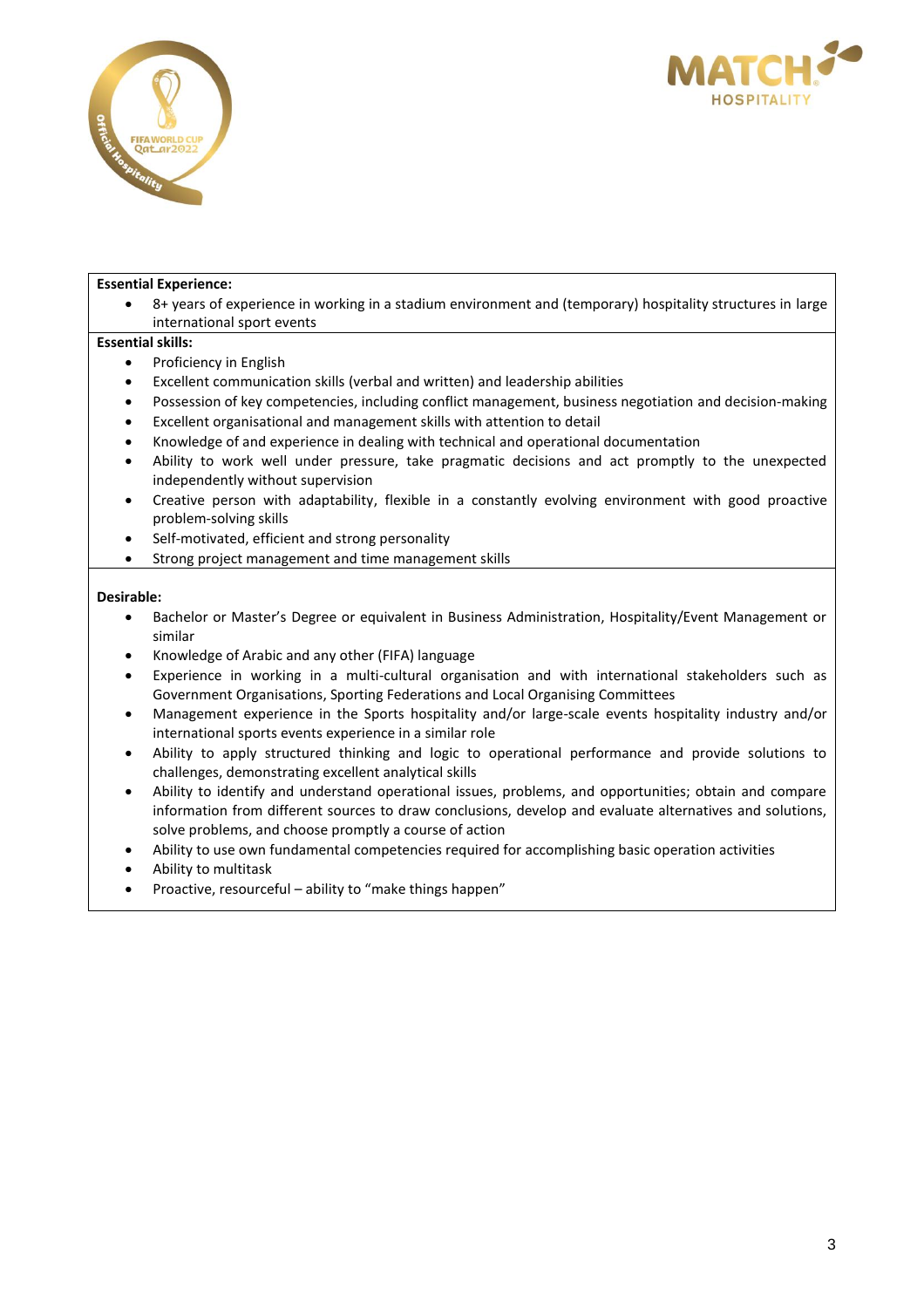**Essential Experience:**

- 8+ years of experience in working in a stadium environment and (temporary) hospitality structures in large international sport events

**Essential skills:**

- Proficiency in English
- Excellent communication skills (verbal and written) and leadership abilities
- Possession of key competencies, including conflict management, business negotiation and decision-making
- Excellent organisational and management skills with attention to detail
- Knowledge of and experience in dealing with technical and operational documentation
- Ability to work well under pressure, take pragmatic decisions and act promptly to the unexpected independently without supervision
- Creative person with adaptability, flexible in a constantly evolving environment with good proactive problem-solving skills
- Self-motivated, efficient and strong personality
- Strong project management and time management skills

**Desirable:**

- Bachelor or Master's Degree or equivalent in Business Administration, Hospitality/Event Management or similar
- Knowledge of Arabic and any other (FIFA) language
- Experience in working in a multi-cultural organisation and with international stakeholders such as Government Organisations, Sporting Federations and Local Organising Committees
- Management experience in the Sports hospitality and/or large-scale events hospitality industry and/or international sports events experience in a similar role
- Ability to apply structured thinking and logic to operational performance and provide solutions to challenges, demonstrating excellent analytical skills
- Ability to identify and understand operational issues, problems, and opportunities; obtain and compare information from different sources to draw conclusions, develop and evaluate alternatives and solutions, solve problems, and choose promptly a course of action
- Ability to use own fundamental competencies required for accomplishing basic operation activities
- Ability to multitask
- Proactive, resourceful – ability to "make things happen"